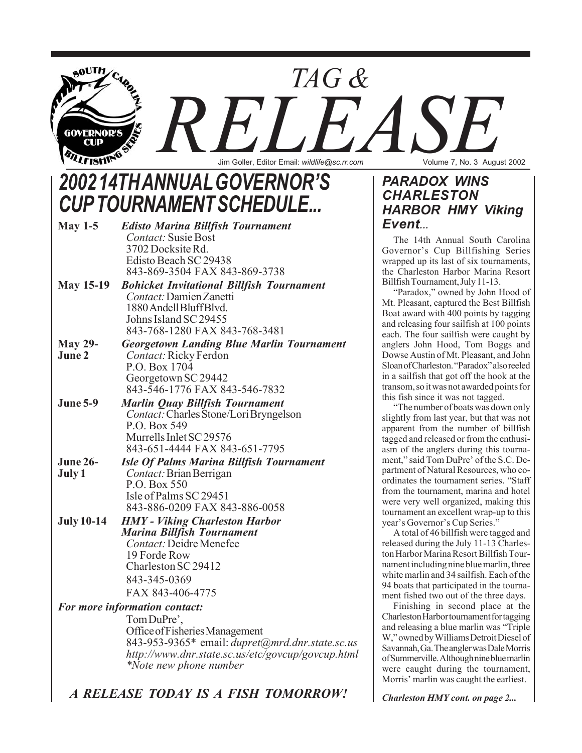# TAG & RELEASE

Jim Goller, Editor Email: *wildlife@sc.rr.com*

Volume 7, No. 3 August 2002

## 2002 14TH ANNUAL GOVERNOR'S CUP TOURNAMENT SCHEDULE...

**May 1-5** ***Edisto Marina Billfish Tournament***
*Contact:* Susie Bost
3702 Docksite Rd.
Edisto Beach SC 29438
843-869-3504 FAX 843-869-3738

**May 15-19** ***Bohicket Invitational Billfish Tournament***
*Contact:* Damien Zanetti
1880 Andell Bluff Blvd.
Johns Island SC 29455
843-768-1280 FAX 843-768-3481

**May 29-June 2** ***Georgetown Landing Blue Marlin Tournament***
*Contact:* Ricky Ferdon
P.O. Box 1704
Georgetown SC 29442
843-546-1776 FAX 843-546-7832

**June 5-9** ***Marlin Quay Billfish Tournament***
*Contact:* Charles Stone/Lori Bryngelson
P.O. Box 549
Murrells Inlet SC 29576
843-651-4444 FAX 843-651-7795

**June 26-July 1** ***Isle Of Palms Marina Billfish Tournament***
*Contact:* Brian Berrigan
P.O. Box 550
Isle of Palms SC 29451
843-886-0209 FAX 843-886-0058

**July 10-14** ***HMY - Viking Charleston Harbor Marina Billfish Tournament***
*Contact:* Deidre Menefee
19 Forde Row
Charleston SC 29412
843-345-0369
FAX 843-406-4775

***For more information contact:***
Tom DuPre',
Office of Fisheries Management
843-953-9365* email: *dupret@mrd.dnr.state.sc.us*
*http://www.dnr.state.sc.us/etc/govcup/govcup.html*
**Note new phone number*

***A RELEASE TODAY IS A FISH TOMORROW!***

### *PARADOX WINS CHARLESTON HARBOR HMY Viking Event...*

The 14th Annual South Carolina Governor's Cup Billfishing Series wrapped up its last of six tournaments, the Charleston Harbor Marina Resort Billfish Tournament, July 11-13.

"Paradox," owned by John Hood of Mt. Pleasant, captured the Best Billfish Boat award with 400 points by tagging and releasing four sailfish at 100 points each. The four sailfish were caught by anglers John Hood, Tom Boggs and Dowse Austin of Mt. Pleasant, and John Sloan of Charleston. "Paradox" also reeled in a sailfish that got off the hook at the transom, so it was not awarded points for this fish since it was not tagged.

"The number of boats was down only slightly from last year, but that was not apparent from the number of billfish tagged and released or from the enthusiasm of the anglers during this tournament," said Tom DuPre' of the S.C. Department of Natural Resources, who coordinates the tournament series. "Staff from the tournament, marina and hotel were very well organized, making this tournament an excellent wrap-up to this year's Governor's Cup Series."

A total of 46 billfish were tagged and released during the July 11-13 Charleston Harbor Marina Resort Billfish Tournament including nine blue marlin, three white marlin and 34 sailfish. Each of the 94 boats that participated in the tournament fished two out of the three days.

Finishing in second place at the Charleston Harbor tournament for tagging and releasing a blue marlin was "Triple W," owned by Williams Detroit Diesel of Savannah, Ga. The angler was Dale Morris of Summerville. Although nine blue marlin were caught during the tournament, Morris' marlin was caught the earliest.

***Charleston HMY cont. on page 2...***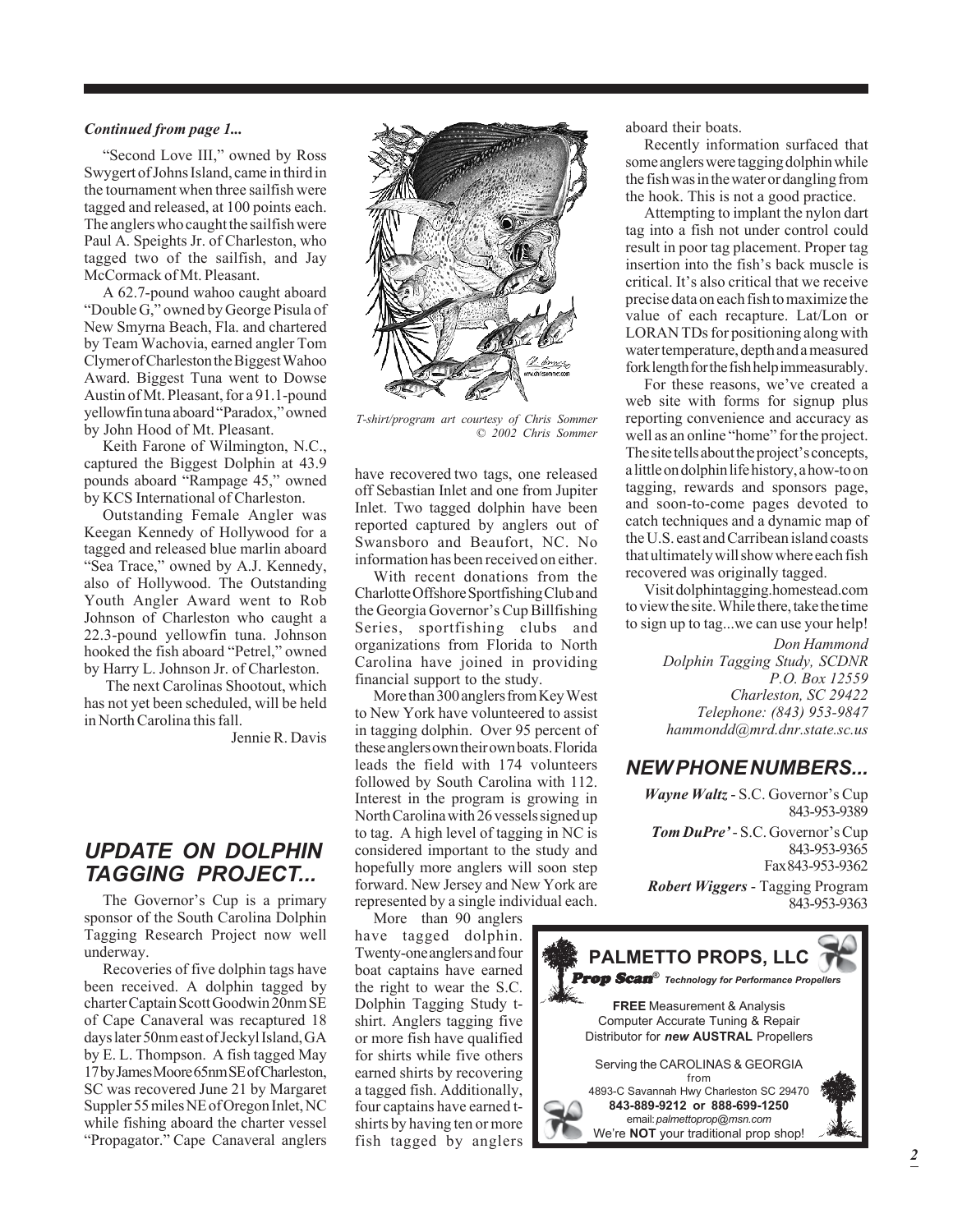*Continued from page 1...*

"Second Love III," owned by Ross Swygert of Johns Island, came in third in the tournament when three sailfish were tagged and released, at 100 points each. The anglers who caught the sailfish were Paul A. Speights Jr. of Charleston, who tagged two of the sailfish, and Jay McCormack of Mt. Pleasant.

A 62.7-pound wahoo caught aboard "Double G," owned by George Pisula of New Smyrna Beach, Fla. and chartered by Team Wachovia, earned angler Tom Clymer of Charleston the Biggest Wahoo Award. Biggest Tuna went to Dowse Austin of Mt. Pleasant, for a 91.1-pound yellowfin tuna aboard "Paradox," owned by John Hood of Mt. Pleasant.

Keith Farone of Wilmington, N.C., captured the Biggest Dolphin at 43.9 pounds aboard "Rampage 45," owned by KCS International of Charleston.

Outstanding Female Angler was Keegan Kennedy of Hollywood for a tagged and released blue marlin aboard "Sea Trace," owned by A.J. Kennedy, also of Hollywood. The Outstanding Youth Angler Award went to Rob Johnson of Charleston who caught a 22.3-pound yellowfin tuna. Johnson hooked the fish aboard "Petrel," owned by Harry L. Johnson Jr. of Charleston.

The next Carolinas Shootout, which has not yet been scheduled, will be held in North Carolina this fall.

Jennie R. Davis

*T-shirt/program art courtesy of Chris Sommer © 2002 Chris Sommer*

## UPDATE ON DOLPHIN TAGGING PROJECT...

The Governor's Cup is a primary sponsor of the South Carolina Dolphin Tagging Research Project now well underway.

Recoveries of five dolphin tags have been received. A dolphin tagged by charter Captain Scott Goodwin 20nm SE of Cape Canaveral was recaptured 18 days later 50nm east of Jeckyl Island, GA by E. L. Thompson. A fish tagged May 17 by James Moore 65nm SE of Charleston, SC was recovered June 21 by Margaret Suppler 55 miles NE of Oregon Inlet, NC while fishing aboard the charter vessel "Propagator." Cape Canaveral anglers have recovered two tags, one released off Sebastian Inlet and one from Jupiter Inlet. Two tagged dolphin have been reported captured by anglers out of Swansboro and Beaufort, NC. No information has been received on either.

With recent donations from the Charlotte Offshore Sportfishing Club and the Georgia Governor's Cup Billfishing Series, sportfishing clubs and organizations from Florida to North Carolina have joined in providing financial support to the study.

More than 300 anglers from Key West to New York have volunteered to assist in tagging dolphin. Over 95 percent of these anglers own their own boats. Florida leads the field with 174 volunteers followed by South Carolina with 112. Interest in the program is growing in North Carolina with 26 vessels signed up to tag. A high level of tagging in NC is considered important to the study and hopefully more anglers will soon step forward. New Jersey and New York are represented by a single individual each.

More than 90 anglers have tagged dolphin. Twenty-one anglers and four boat captains have earned the right to wear the S.C. Dolphin Tagging Study t-shirt. Anglers tagging five or more fish have qualified for shirts while five others earned shirts by recovering a tagged fish. Additionally, four captains have earned t-shirts by having ten or more fish tagged by anglers aboard their boats.

Recently information surfaced that some anglers were tagging dolphin while the fish was in the water or dangling from the hook. This is not a good practice.

Attempting to implant the nylon dart tag into a fish not under control could result in poor tag placement. Proper tag insertion into the fish's back muscle is critical. It's also critical that we receive precise data on each fish to maximize the value of each recapture. Lat/Lon or LORAN TDs for positioning along with water temperature, depth and a measured fork length for the fish help immeasurably.

For these reasons, we've created a web site with forms for signup plus reporting convenience and accuracy as well as an online "home" for the project. The site tells about the project's concepts, a little on dolphin life history, a how-to on tagging, rewards and sponsors page, and soon-to-come pages devoted to catch techniques and a dynamic map of the U.S. east and Carribean island coasts that ultimately will show where each fish recovered was originally tagged.

Visit dolphintagging.homestead.com to view the site. While there, take the time to sign up to tag...we can use your help!

*Don Hammond*
*Dolphin Tagging Study, SCDNR*
*P.O. Box 12559*
*Charleston, SC 29422*
*Telephone: (843) 953-9847*
*hammondd@mrd.dnr.state.sc.us*

## NEW PHONE NUMBERS...

***Wayne Waltz*** - S.C. Governor's Cup
843-953-9389

***Tom DuPre'*** - S.C. Governor's Cup
843-953-9365
Fax 843-953-9362

***Robert Wiggers*** - Tagging Program
843-953-9363

**PALMETTO PROPS, LLC**
***Prop Scan***® *Technology for Performance Propellers*

**FREE** Measurement & Analysis
Computer Accurate Tuning & Repair
Distributor for ***new*** **AUSTRAL** Propellers

Serving the CAROLINAS & GEORGIA
from
4893-C Savannah Hwy Charleston SC 29470
**843-889-9212 or 888-699-1250**
email: *palmettoprop@msn.com*
We're **NOT** your traditional prop shop!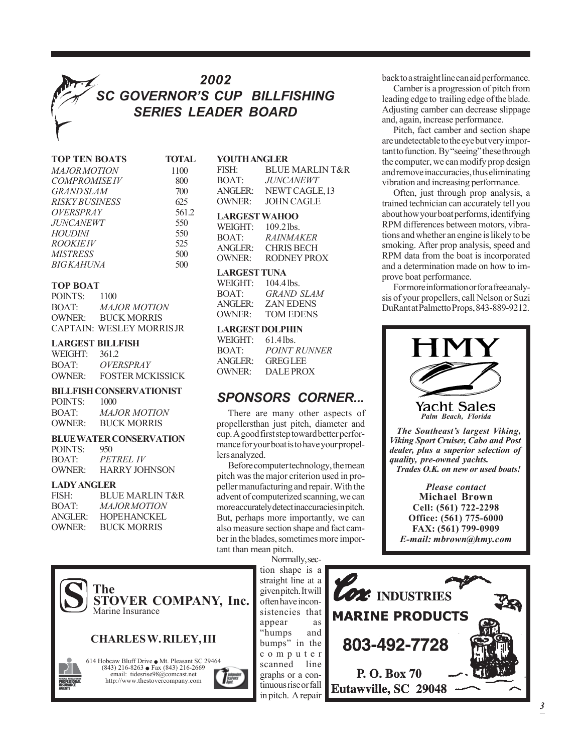# 2002 SC GOVERNOR'S CUP BILLFISHING SERIES LEADER BOARD

| TOP TEN BOATS | TOTAL |
|---|---|
| *MAJOR MOTION* | 1100 |
| *COMPROMISE IV* | 800 |
| *GRAND SLAM* | 700 |
| *RISKY BUSINESS* | 625 |
| *OVERSPRAY* | 561.2 |
| *JUNCANEWT* | 550 |
| *HOUDINI* | 550 |
| *ROOKIE IV* | 525 |
| *MISTRESS* | 500 |
| *BIG KAHUNA* | 500 |

**TOP BOAT**
POINTS: 1100
BOAT: *MAJOR MOTION*
OWNER: BUCK MORRIS
CAPTAIN: WESLEY MORRIS JR

**LARGEST BILLFISH**
WEIGHT: 361.2
BOAT: *OVERSPRAY*
OWNER: FOSTER MCKISSICK

**BILLFISH CONSERVATIONIST**
POINTS: 1000
BOAT: *MAJOR MOTION*
OWNER: BUCK MORRIS

**BLUE WATER CONSERVATION**
POINTS: 950
BOAT: *PETREL IV*
OWNER: HARRY JOHNSON

**LADY ANGLER**
FISH: BLUE MARLIN T&R
BOAT: *MAJOR MOTION*
ANGLER: HOPE HANCKEL
OWNER: BUCK MORRIS

**YOUTH ANGLER**
FISH: BLUE MARLIN T&R
BOAT: *JUNCANEWT*
ANGLER: NEWT CAGLE, 13
OWNER: JOHN CAGLE

**LARGEST WAHOO**
WEIGHT: 109.2 lbs.
BOAT: *RAINMAKER*
ANGLER: CHRIS BECH
OWNER: RODNEY PROX

**LARGEST TUNA**
WEIGHT: 104.4 lbs.
BOAT: *GRAND SLAM*
ANGLER: ZAN EDENS
OWNER: TOM EDENS

**LARGEST DOLPHIN**
WEIGHT: 61.4 lbs.
BOAT: *POINT RUNNER*
ANGLER: GREG LEE
OWNER: DALE PROX

## SPONSORS CORNER...

There are many other aspects of propellersthan just pitch, diameter and cup. A good first step toward better performance for your boat is to have your propellers analyzed.

Before computer technology, the mean pitch was the major criterion used in propeller manufacturing and repair. With the advent of computerized scanning, we can more accurately detect inaccuracies in pitch. But, perhaps more importantly, we can also measure section shape and fact camber in the blades, sometimes more important than mean pitch.

Normally, section shape is a straight line at a given pitch. It will often have inconsistencies that appear as "humps and bumps" in the computer scanned line graphs or a continuous rise or fall in pitch. A repair back to a straight line can aid performance.

Camber is a progression of pitch from leading edge to trailing edge of the blade. Adjusting camber can decrease slippage and, again, increase performance.

Pitch, fact camber and section shape are undetectable to the eye but very important to function. By "seeing" these through the computer, we can modify prop design and remove inaccuracies, thus eliminating vibration and increasing performance.

Often, just through prop analysis, a trained technician can accurately tell you about how your boat performs, identifying RPM differences between motors, vibrations and whether an engine is likely to be smoking. After prop analysis, speed and RPM data from the boat is incorporated and a determination made on how to improve boat performance.

For more information or for a free analysis of your propellers, call Nelson or Suzi DuRant at Palmetto Props, 843-889-9212.

---

**HMY Yacht Sales**
*Palm Beach, Florida*

***The Southeast's largest Viking, Viking Sport Cruiser, Cabo and Post dealer, plus a superior selection of quality, pre-owned yachts.***
***Trades O.K. on new or used boats!***

*Please contact*
**Michael Brown**
**Cell: (561) 722-2298**
**Office: (561) 775-6000**
**FAX: (561) 799-0909**
***E-mail: mbrown@hmy.com***

---

**The STOVER COMPANY, Inc.**
Marine Insurance

**CHARLES W. RILEY, III**

614 Hobcaw Bluff Drive • Mt. Pleasant SC 29464
(843) 216-8263 • Fax (843) 216-2669
email: tidesrise98@comcast.net
http://www.thestovercompany.com

---

**Cox INDUSTRIES**
**MARINE PRODUCTS**
**803-492-7728**
**P. O. Box 70**
**Eutawville, SC 29048**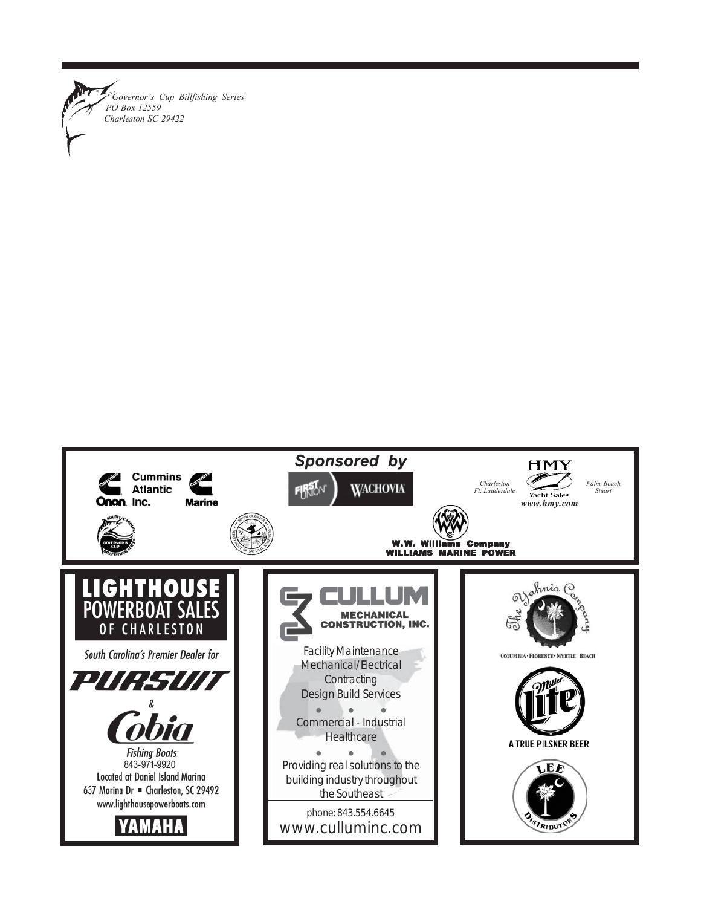*Governor's Cup Billfishing Series*
*PO Box 12559*
*Charleston SC 29422*

## *Sponsored by*

Cummins Atlantic Inc.
Onan
Cummins Marine

FIRST UNION
WACHOVIA

HMY Yacht Sales
Charleston
Ft. Lauderdale
Palm Beach
Stuart
*www.hmy.com*

W.W. Williams Company
WILLIAMS MARINE POWER

**LIGHTHOUSE POWERBOAT SALES OF CHARLESTON**

*South Carolina's Premier Dealer for*

**PURSUIT**

&

**Cobia**

*Fishing Boats*
843-971-9920
Located at Daniel Island Marina
637 Marina Dr ▪ Charleston, SC 29492
www.lighthousepowerboats.com

**YAMAHA**

**CULLUM MECHANICAL CONSTRUCTION, INC.**

Facility Maintenance
Mechanical/Electrical
Contracting
Design Build Services

• • •

Commercial - Industrial
Healthcare

• • •

Providing real solutions to the building industry throughout the Southeast

phone: 843.554.6645
www.culluminc.com

The Yahnis Company
COLUMBIA • FLORENCE • MYRTLE BEACH

Miller Lite
A TRUE PILSNER BEER

LEE DISTRIBUTORS